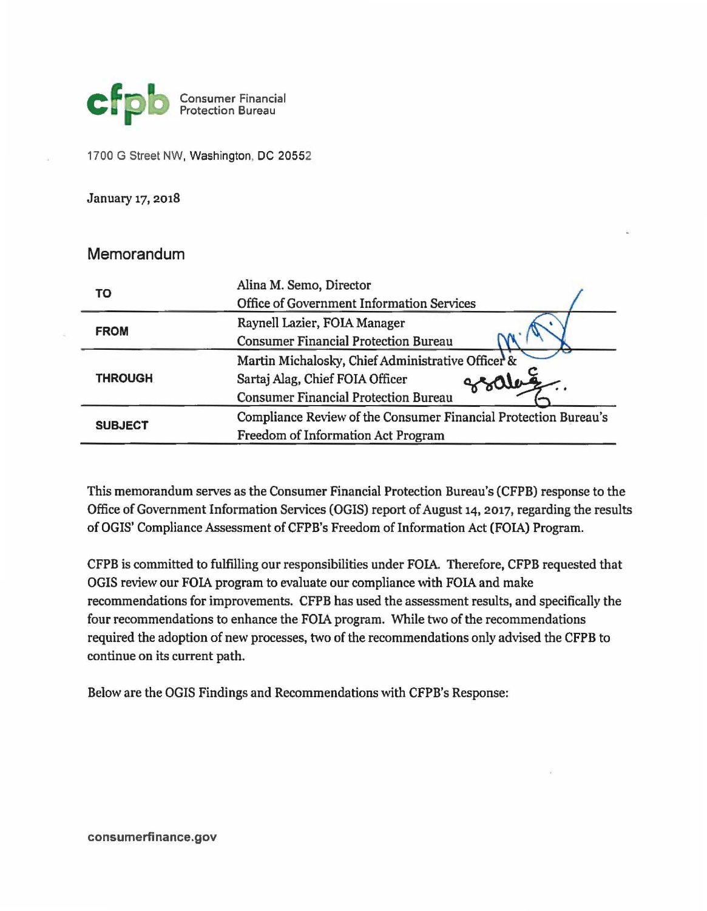**cfpb** Consumer Financial Protection Bureau

1700 G Street NW, Washington, DC 20552

January 17, 2018

## Memorandum

| | |
|---|---|
| **TO** | Alina M. Semo, Director<br>Office of Government Information Services |
| **FROM** | Raynell Lazier, FOIA Manager<br>Consumer Financial Protection Bureau |
| **THROUGH** | Martin Michalosky, Chief Administrative Officer &<br>Sartaj Alag, Chief FOIA Officer<br>Consumer Financial Protection Bureau |
| **SUBJECT** | Compliance Review of the Consumer Financial Protection Bureau's Freedom of Information Act Program |

This memorandum serves as the Consumer Financial Protection Bureau's (CFPB) response to the Office of Government Information Services (OGIS) report of August 14, 2017, regarding the results of OGIS' Compliance Assessment of CFPB's Freedom of Information Act (FOIA) Program.

CFPB is committed to fulfilling our responsibilities under FOIA. Therefore, CFPB requested that OGIS review our FOIA program to evaluate our compliance with FOIA and make recommendations for improvements. CFPB has used the assessment results, and specifically the four recommendations to enhance the FOIA program. While two of the recommendations required the adoption of new processes, two of the recommendations only advised the CFPB to continue on its current path.

Below are the OGIS Findings and Recommendations with CFPB's Response: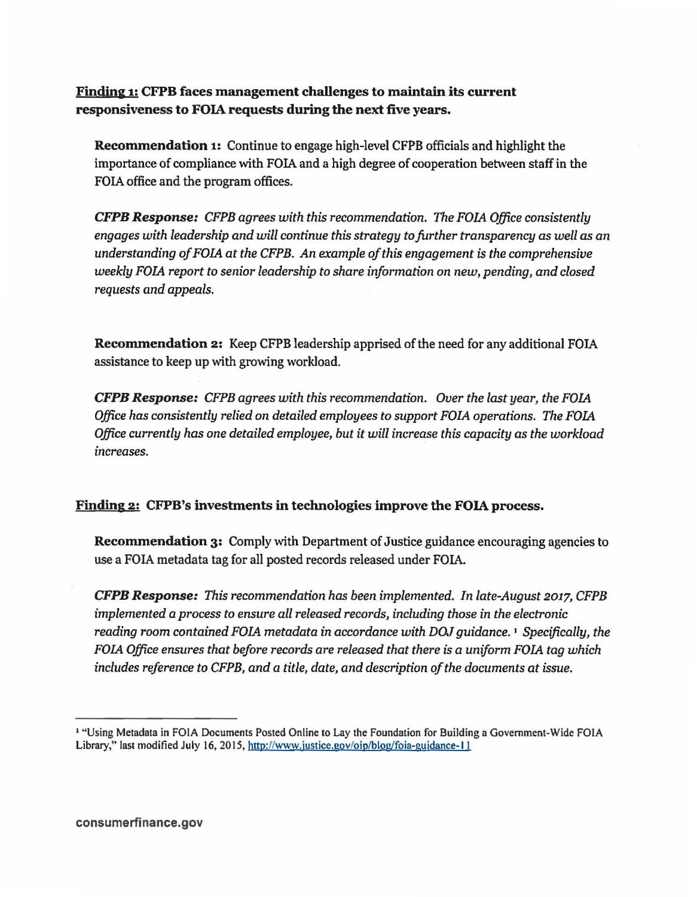**<u>Finding 1:</u> CFPB faces management challenges to maintain its current responsiveness to FOIA requests during the next five years.**

**Recommendation 1:** Continue to engage high-level CFPB officials and highlight the importance of compliance with FOIA and a high degree of cooperation between staff in the FOIA office and the program offices.

***CFPB Response:*** *CFPB agrees with this recommendation. The FOIA Office consistently engages with leadership and will continue this strategy to further transparency as well as an understanding of FOIA at the CFPB. An example of this engagement is the comprehensive weekly FOIA report to senior leadership to share information on new, pending, and closed requests and appeals.*

**Recommendation 2:** Keep CFPB leadership apprised of the need for any additional FOIA assistance to keep up with growing workload.

***CFPB Response:*** *CFPB agrees with this recommendation. Over the last year, the FOIA Office has consistently relied on detailed employees to support FOIA operations. The FOIA Office currently has one detailed employee, but it will increase this capacity as the workload increases.*

**<u>Finding 2:</u> CFPB's investments in technologies improve the FOIA process.**

**Recommendation 3:** Comply with Department of Justice guidance encouraging agencies to use a FOIA metadata tag for all posted records released under FOIA.

***CFPB Response:*** *This recommendation has been implemented. In late-August 2017, CFPB implemented a process to ensure all released records, including those in the electronic reading room contained FOIA metadata in accordance with DOJ guidance.* [1] *Specifically, the FOIA Office ensures that before records are released that there is a uniform FOIA tag which includes reference to CFPB, and a title, date, and description of the documents at issue.*

---

[1] "Using Metadata in FOIA Documents Posted Online to Lay the Foundation for Building a Government-Wide FOIA Library," last modified July 16, 2015, http://www.justice.gov/oip/blog/foia-guidance-11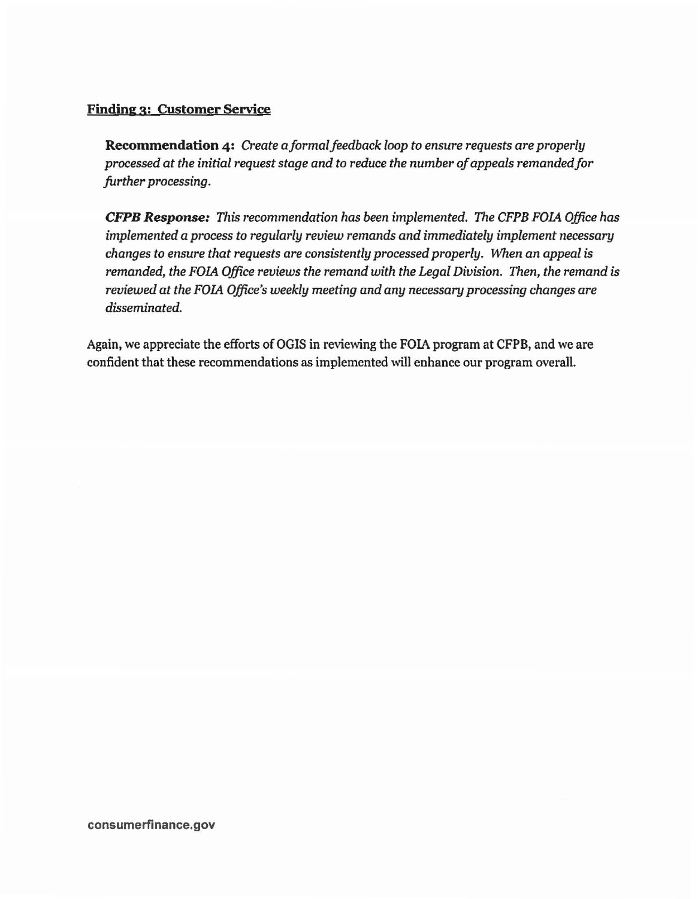**Finding 3: Customer Service**

**Recommendation 4:** *Create a formal feedback loop to ensure requests are properly processed at the initial request stage and to reduce the number of appeals remanded for further processing.*

***CFPB Response:*** *This recommendation has been implemented. The CFPB FOIA Office has implemented a process to regularly review remands and immediately implement necessary changes to ensure that requests are consistently processed properly. When an appeal is remanded, the FOIA Office reviews the remand with the Legal Division. Then, the remand is reviewed at the FOIA Office's weekly meeting and any necessary processing changes are disseminated.*

Again, we appreciate the efforts of OGIS in reviewing the FOIA program at CFPB, and we are confident that these recommendations as implemented will enhance our program overall.